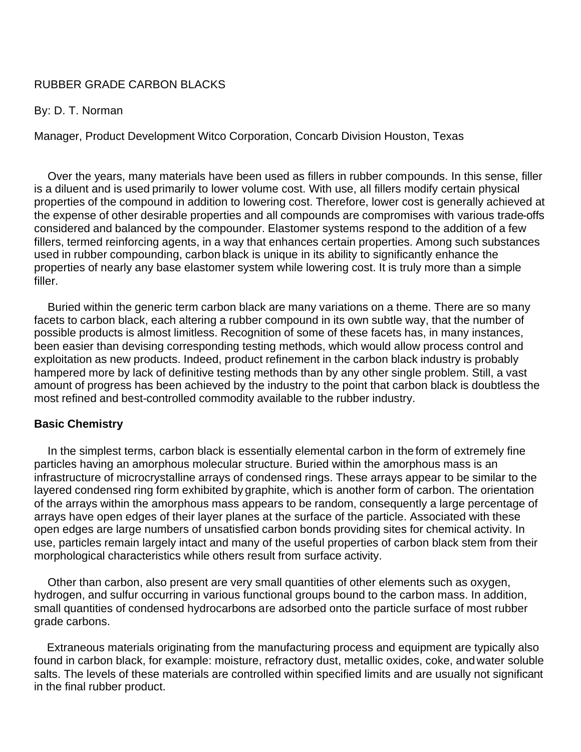# RUBBER GRADE CARBON BLACKS

By: D. T. Norman

Manager, Product Development Witco Corporation, Concarb Division Houston, Texas

Over the years, many materials have been used as fillers in rubber compounds. In this sense, filler is a diluent and is used primarily to lower volume cost. With use, all fillers modify certain physical properties of the compound in addition to lowering cost. Therefore, lower cost is generally achieved at the expense of other desirable properties and all compounds are compromises with various trade-offs considered and balanced by the compounder. Elastomer systems respond to the addition of a few fillers, termed reinforcing agents, in a way that enhances certain properties. Among such substances used in rubber compounding, carbon black is unique in its ability to significantly enhance the properties of nearly any base elastomer system while lowering cost. It is truly more than a simple filler.

Buried within the generic term carbon black are many variations on a theme. There are so many facets to carbon black, each altering a rubber compound in its own subtle way, that the number of possible products is almost limitless. Recognition of some of these facets has, in many instances, been easier than devising corresponding testing methods, which would allow process control and exploitation as new products. Indeed, product refinement in the carbon black industry is probably hampered more by lack of definitive testing methods than by any other single problem. Still, a vast amount of progress has been achieved by the industry to the point that carbon black is doubtless the most refined and best-controlled commodity available to the rubber industry.

## Basic Chemistry

In the simplest terms, carbon black is essentially elemental carbon in the form of extremely fine particles having an amorphous molecular structure. Buried within the amorphous mass is an infrastructure of microcrystalline arrays of condensed rings. These arrays appear to be similar to the layered condensed ring form exhibited by graphite, which is another form of carbon. The orientation of the arrays within the amorphous mass appears to be random, consequently a large percentage of arrays have open edges of their layer planes at the surface of the particle. Associated with these open edges are large numbers of unsatisfied carbon bonds providing sites for chemical activity. In use, particles remain largely intact and many of the useful properties of carbon black stem from their morphological characteristics while others result from surface activity.

Other than carbon, also present are very small quantities of other elements such as oxygen, hydrogen, and sulfur occurring in various functional groups bound to the carbon mass. In addition, small quantities of condensed hydrocarbons are adsorbed onto the particle surface of most rubber grade carbons.

Extraneous materials originating from the manufacturing process and equipment are typically also found in carbon black, for example: moisture, refractory dust, metallic oxides, coke, and water soluble salts. The levels of these materials are controlled within specified limits and are usually not significant in the final rubber product.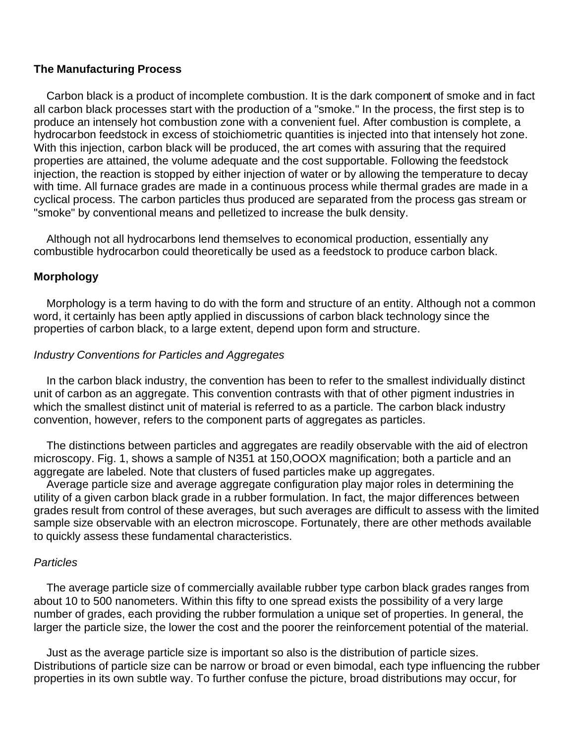## The Manufacturing Process

Carbon black is a product of incomplete combustion. It is the dark component of smoke and in fact all carbon black processes start with the production of a "smoke." In the process, the first step is to produce an intensely hot combustion zone with a convenient fuel. After combustion is complete, a hydrocarbon feedstock in excess of stoichiometric quantities is injected into that intensely hot zone. With this injection, carbon black will be produced, the art comes with assuring that the required properties are attained, the volume adequate and the cost supportable. Following the feedstock injection, the reaction is stopped by either injection of water or by allowing the temperature to decay with time. All furnace grades are made in a continuous process while thermal grades are made in a cyclical process. The carbon particles thus produced are separated from the process gas stream or "smoke" by conventional means and pelletized to increase the bulk density.

Although not all hydrocarbons lend themselves to economical production, essentially any combustible hydrocarbon could theoretically be used as a feedstock to produce carbon black.

## Morphology

Morphology is a term having to do with the form and structure of an entity. Although not a common word, it certainly has been aptly applied in discussions of carbon black technology since the properties of carbon black, to a large extent, depend upon form and structure.

### *Industry Conventions for Particles and Aggregates*

In the carbon black industry, the convention has been to refer to the smallest individually distinct unit of carbon as an aggregate. This convention contrasts with that of other pigment industries in which the smallest distinct unit of material is referred to as a particle. The carbon black industry convention, however, refers to the component parts of aggregates as particles.

The distinctions between particles and aggregates are readily observable with the aid of electron microscopy. Fig. 1, shows a sample of N351 at 150,OOOX magnification; both a particle and an aggregate are labeled. Note that clusters of fused particles make up aggregates.

Average particle size and average aggregate configuration play major roles in determining the utility of a given carbon black grade in a rubber formulation. In fact, the major differences between grades result from control of these averages, but such averages are difficult to assess with the limited sample size observable with an electron microscope. Fortunately, there are other methods available to quickly assess these fundamental characteristics.

### *Particles*

The average particle size of commercially available rubber type carbon black grades ranges from about 10 to 500 nanometers. Within this fifty to one spread exists the possibility of a very large number of grades, each providing the rubber formulation a unique set of properties. In general, the larger the particle size, the lower the cost and the poorer the reinforcement potential of the material.

Just as the average particle size is important so also is the distribution of particle sizes. Distributions of particle size can be narrow or broad or even bimodal, each type influencing the rubber properties in its own subtle way. To further confuse the picture, broad distributions may occur, for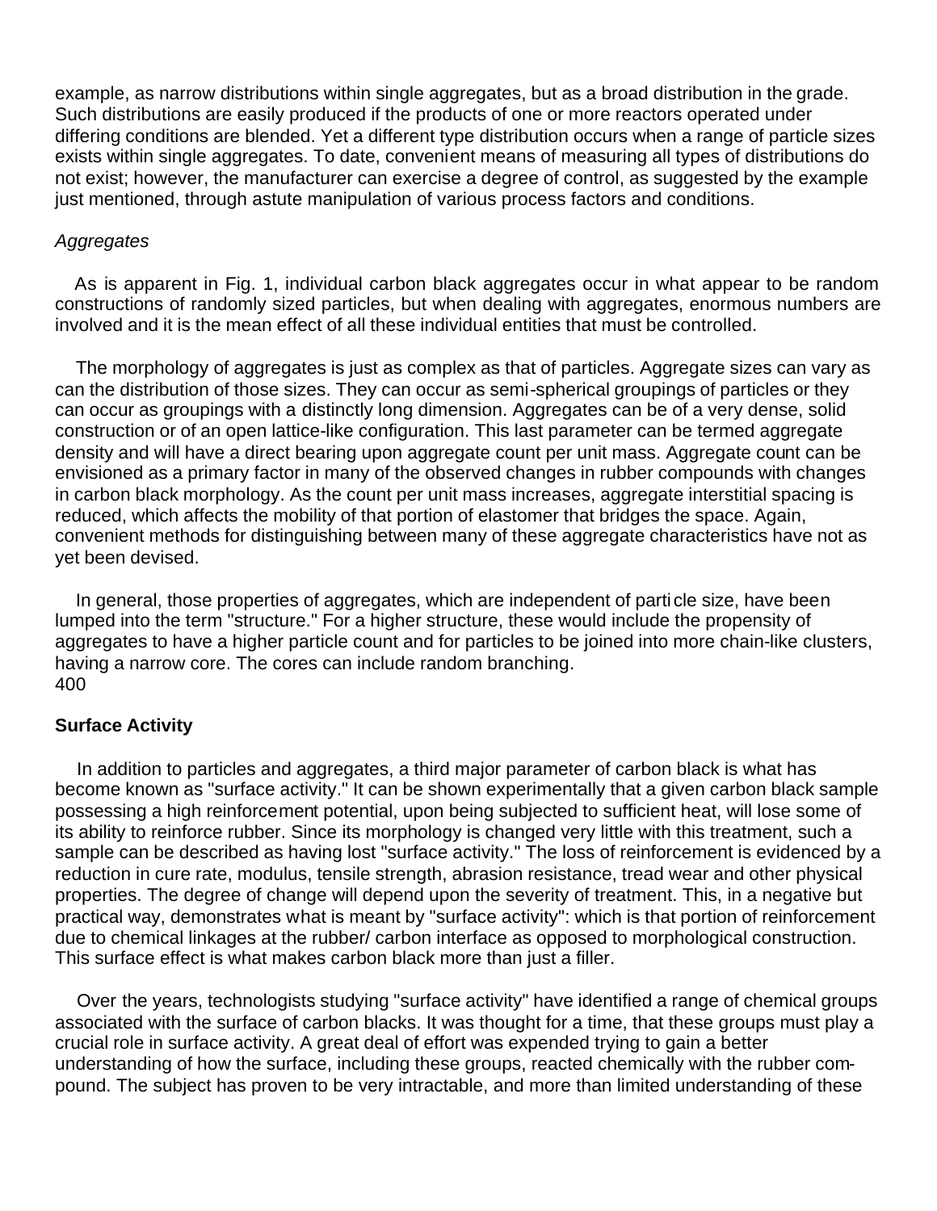example, as narrow distributions within single aggregates, but as a broad distribution in the grade. Such distributions are easily produced if the products of one or more reactors operated under differing conditions are blended. Yet a different type distribution occurs when a range of particle sizes exists within single aggregates. To date, convenient means of measuring all types of distributions do not exist; however, the manufacturer can exercise a degree of control, as suggested by the example just mentioned, through astute manipulation of various process factors and conditions.

*Aggregates*

As is apparent in Fig. 1, individual carbon black aggregates occur in what appear to be random constructions of randomly sized particles, but when dealing with aggregates, enormous numbers are involved and it is the mean effect of all these individual entities that must be controlled.

The morphology of aggregates is just as complex as that of particles. Aggregate sizes can vary as can the distribution of those sizes. They can occur as semi-spherical groupings of particles or they can occur as groupings with a distinctly long dimension. Aggregates can be of a very dense, solid construction or of an open lattice-like configuration. This last parameter can be termed aggregate density and will have a direct bearing upon aggregate count per unit mass. Aggregate count can be envisioned as a primary factor in many of the observed changes in rubber compounds with changes in carbon black morphology. As the count per unit mass increases, aggregate interstitial spacing is reduced, which affects the mobility of that portion of elastomer that bridges the space. Again, convenient methods for distinguishing between many of these aggregate characteristics have not as yet been devised.

In general, those properties of aggregates, which are independent of particle size, have been lumped into the term "structure." For a higher structure, these would include the propensity of aggregates to have a higher particle count and for particles to be joined into more chain-like clusters, having a narrow core. The cores can include random branching.

**Surface Activity**

In addition to particles and aggregates, a third major parameter of carbon black is what has become known as "surface activity." It can be shown experimentally that a given carbon black sample possessing a high reinforcement potential, upon being subjected to sufficient heat, will lose some of its ability to reinforce rubber. Since its morphology is changed very little with this treatment, such a sample can be described as having lost "surface activity." The loss of reinforcement is evidenced by a reduction in cure rate, modulus, tensile strength, abrasion resistance, tread wear and other physical properties. The degree of change will depend upon the severity of treatment. This, in a negative but practical way, demonstrates what is meant by "surface activity": which is that portion of reinforcement due to chemical linkages at the rubber/ carbon interface as opposed to morphological construction. This surface effect is what makes carbon black more than just a filler.

Over the years, technologists studying "surface activity" have identified a range of chemical groups associated with the surface of carbon blacks. It was thought for a time, that these groups must play a crucial role in surface activity. A great deal of effort was expended trying to gain a better understanding of how the surface, including these groups, reacted chemically with the rubber compound. The subject has proven to be very intractable, and more than limited understanding of these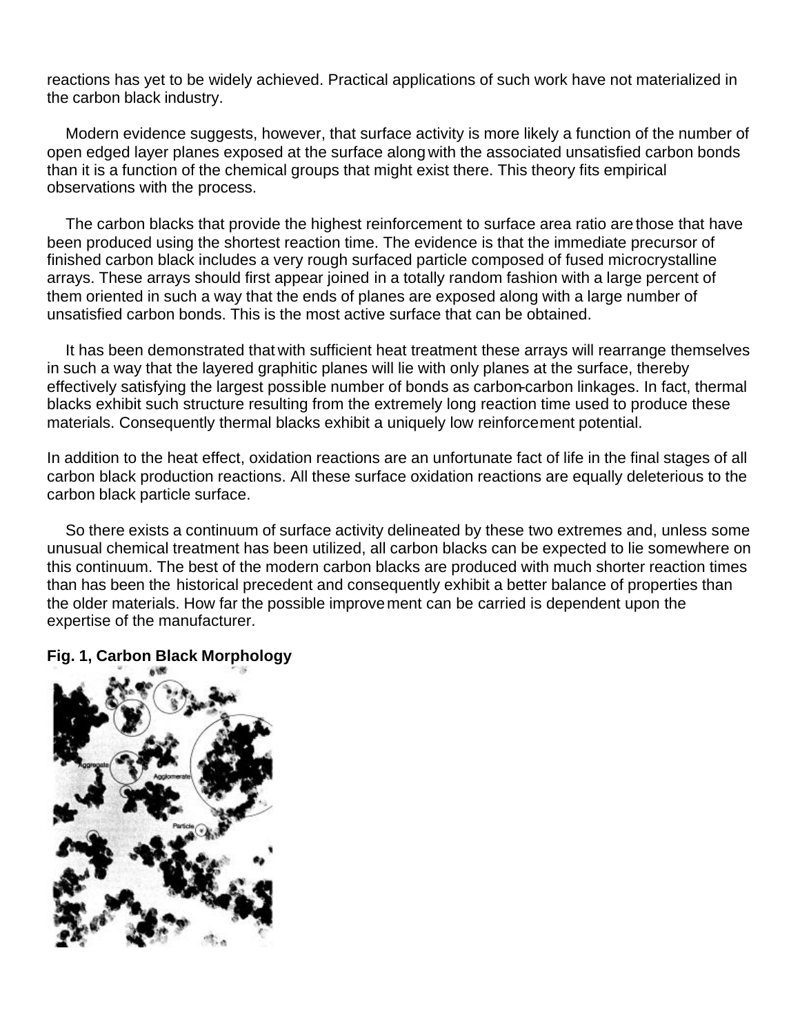reactions has yet to be widely achieved. Practical applications of such work have not materialized in the carbon black industry.

Modern evidence suggests, however, that surface activity is more likely a function of the number of open edged layer planes exposed at the surface along with the associated unsatisfied carbon bonds than it is a function of the chemical groups that might exist there. This theory fits empirical observations with the process.

The carbon blacks that provide the highest reinforcement to surface area ratio are those that have been produced using the shortest reaction time. The evidence is that the immediate precursor of finished carbon black includes a very rough surfaced particle composed of fused microcrystalline arrays. These arrays should first appear joined in a totally random fashion with a large percent of them oriented in such a way that the ends of planes are exposed along with a large number of unsatisfied carbon bonds. This is the most active surface that can be obtained.

It has been demonstrated that with sufficient heat treatment these arrays will rearrange themselves in such a way that the layered graphitic planes will lie with only planes at the surface, thereby effectively satisfying the largest possible number of bonds as carbon-carbon linkages. In fact, thermal blacks exhibit such structure resulting from the extremely long reaction time used to produce these materials. Consequently thermal blacks exhibit a uniquely low reinforcement potential.

In addition to the heat effect, oxidation reactions are an unfortunate fact of life in the final stages of all carbon black production reactions. All these surface oxidation reactions are equally deleterious to the carbon black particle surface.

So there exists a continuum of surface activity delineated by these two extremes and, unless some unusual chemical treatment has been utilized, all carbon blacks can be expected to lie somewhere on this continuum. The best of the modern carbon blacks are produced with much shorter reaction times than has been the historical precedent and consequently exhibit a better balance of properties than the older materials. How far the possible improvement can be carried is dependent upon the expertise of the manufacturer.

**Fig. 1, Carbon Black Morphology**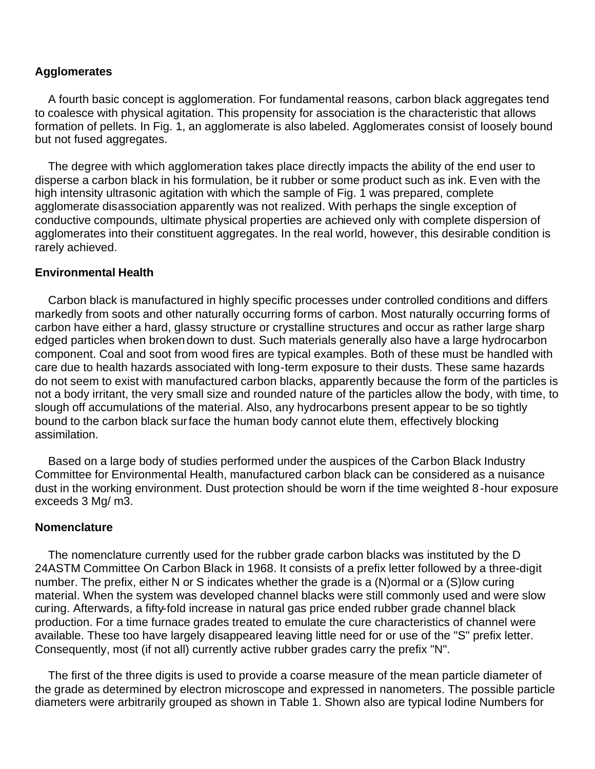### Agglomerates

A fourth basic concept is agglomeration. For fundamental reasons, carbon black aggregates tend to coalesce with physical agitation. This propensity for association is the characteristic that allows formation of pellets. In Fig. 1, an agglomerate is also labeled. Agglomerates consist of loosely bound but not fused aggregates.

The degree with which agglomeration takes place directly impacts the ability of the end user to disperse a carbon black in his formulation, be it rubber or some product such as ink. Even with the high intensity ultrasonic agitation with which the sample of Fig. 1 was prepared, complete agglomerate disassociation apparently was not realized. With perhaps the single exception of conductive compounds, ultimate physical properties are achieved only with complete dispersion of agglomerates into their constituent aggregates. In the real world, however, this desirable condition is rarely achieved.

### Environmental Health

Carbon black is manufactured in highly specific processes under controlled conditions and differs markedly from soots and other naturally occurring forms of carbon. Most naturally occurring forms of carbon have either a hard, glassy structure or crystalline structures and occur as rather large sharp edged particles when broken down to dust. Such materials generally also have a large hydrocarbon component. Coal and soot from wood fires are typical examples. Both of these must be handled with care due to health hazards associated with long-term exposure to their dusts. These same hazards do not seem to exist with manufactured carbon blacks, apparently because the form of the particles is not a body irritant, the very small size and rounded nature of the particles allow the body, with time, to slough off accumulations of the material. Also, any hydrocarbons present appear to be so tightly bound to the carbon black surface the human body cannot elute them, effectively blocking assimilation.

Based on a large body of studies performed under the auspices of the Carbon Black Industry Committee for Environmental Health, manufactured carbon black can be considered as a nuisance dust in the working environment. Dust protection should be worn if the time weighted 8-hour exposure exceeds 3 Mg/ m3.

### Nomenclature

The nomenclature currently used for the rubber grade carbon blacks was instituted by the D 24ASTM Committee On Carbon Black in 1968. It consists of a prefix letter followed by a three-digit number. The prefix, either N or S indicates whether the grade is a (N)ormal or a (S)low curing material. When the system was developed channel blacks were still commonly used and were slow curing. Afterwards, a fifty-fold increase in natural gas price ended rubber grade channel black production. For a time furnace grades treated to emulate the cure characteristics of channel were available. These too have largely disappeared leaving little need for or use of the "S" prefix letter. Consequently, most (if not all) currently active rubber grades carry the prefix "N".

The first of the three digits is used to provide a coarse measure of the mean particle diameter of the grade as determined by electron microscope and expressed in nanometers. The possible particle diameters were arbitrarily grouped as shown in Table 1. Shown also are typical Iodine Numbers for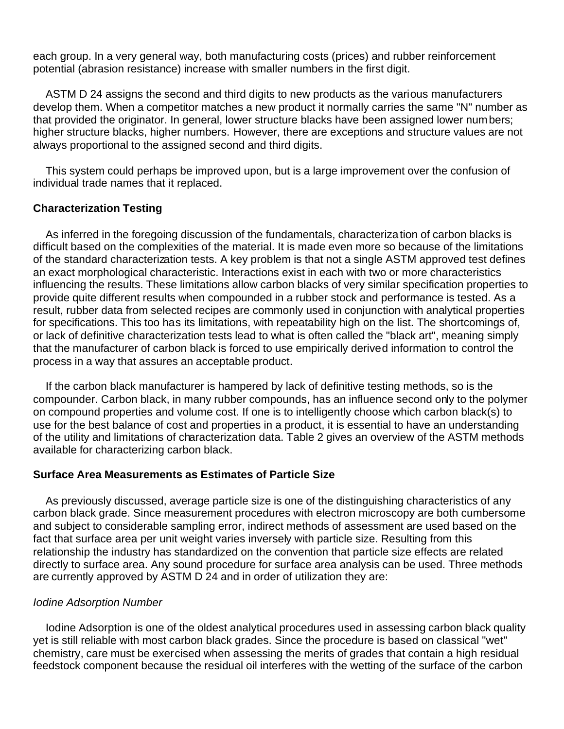each group. In a very general way, both manufacturing costs (prices) and rubber reinforcement potential (abrasion resistance) increase with smaller numbers in the first digit.

ASTM D 24 assigns the second and third digits to new products as the various manufacturers develop them. When a competitor matches a new product it normally carries the same "N" number as that provided the originator. In general, lower structure blacks have been assigned lower numbers; higher structure blacks, higher numbers. However, there are exceptions and structure values are not always proportional to the assigned second and third digits.

This system could perhaps be improved upon, but is a large improvement over the confusion of individual trade names that it replaced.

**Characterization Testing**

As inferred in the foregoing discussion of the fundamentals, characterization of carbon blacks is difficult based on the complexities of the material. It is made even more so because of the limitations of the standard characterization tests. A key problem is that not a single ASTM approved test defines an exact morphological characteristic. Interactions exist in each with two or more characteristics influencing the results. These limitations allow carbon blacks of very similar specification properties to provide quite different results when compounded in a rubber stock and performance is tested. As a result, rubber data from selected recipes are commonly used in conjunction with analytical properties for specifications. This too has its limitations, with repeatability high on the list. The shortcomings of, or lack of definitive characterization tests lead to what is often called the "black art", meaning simply that the manufacturer of carbon black is forced to use empirically derived information to control the process in a way that assures an acceptable product.

If the carbon black manufacturer is hampered by lack of definitive testing methods, so is the compounder. Carbon black, in many rubber compounds, has an influence second only to the polymer on compound properties and volume cost. If one is to intelligently choose which carbon black(s) to use for the best balance of cost and properties in a product, it is essential to have an understanding of the utility and limitations of characterization data. Table 2 gives an overview of the ASTM methods available for characterizing carbon black.

**Surface Area Measurements as Estimates of Particle Size**

As previously discussed, average particle size is one of the distinguishing characteristics of any carbon black grade. Since measurement procedures with electron microscopy are both cumbersome and subject to considerable sampling error, indirect methods of assessment are used based on the fact that surface area per unit weight varies inversely with particle size. Resulting from this relationship the industry has standardized on the convention that particle size effects are related directly to surface area. Any sound procedure for surface area analysis can be used. Three methods are currently approved by ASTM D 24 and in order of utilization they are:

*Iodine Adsorption Number*

Iodine Adsorption is one of the oldest analytical procedures used in assessing carbon black quality yet is still reliable with most carbon black grades. Since the procedure is based on classical "wet" chemistry, care must be exercised when assessing the merits of grades that contain a high residual feedstock component because the residual oil interferes with the wetting of the surface of the carbon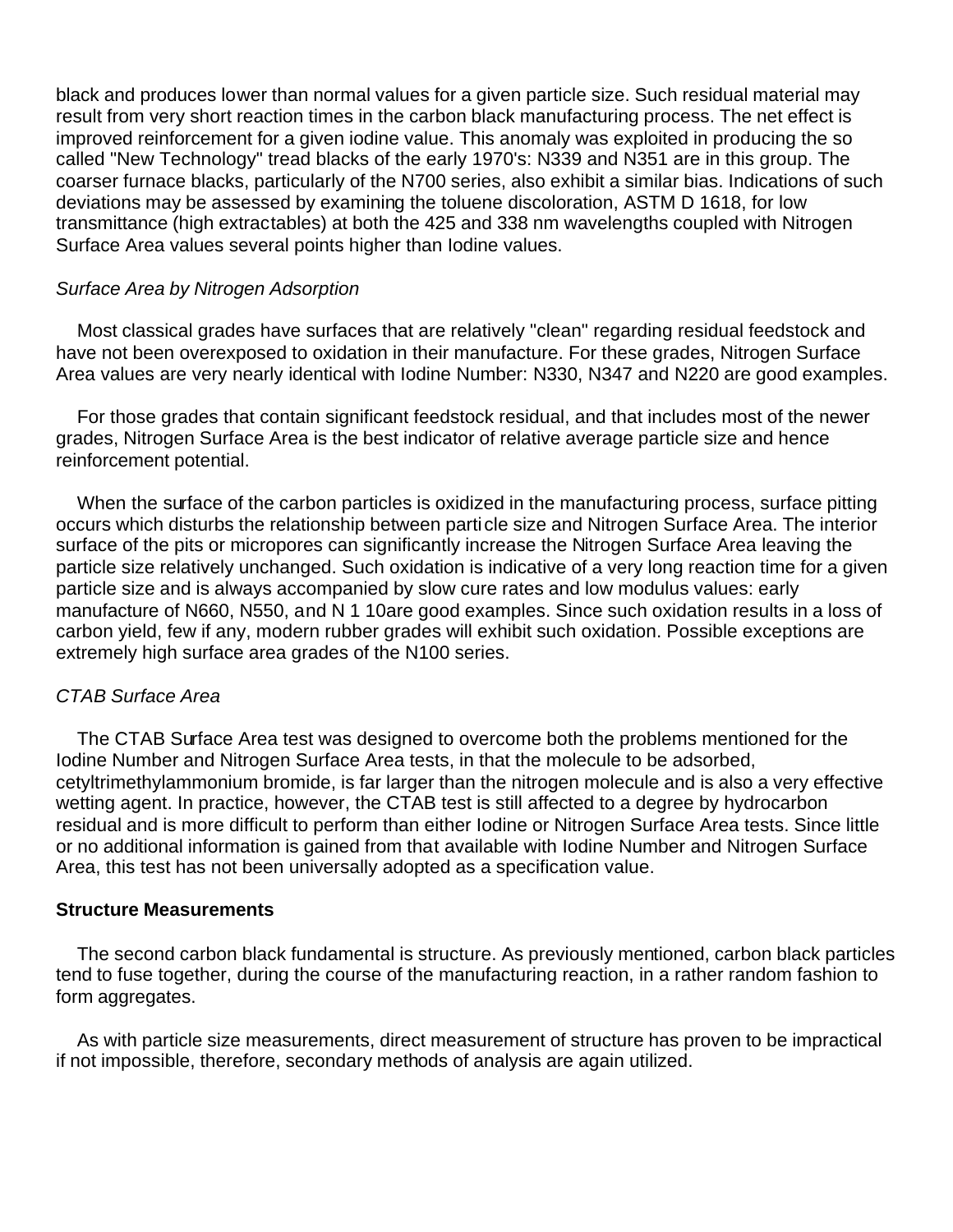black and produces lower than normal values for a given particle size. Such residual material may result from very short reaction times in the carbon black manufacturing process. The net effect is improved reinforcement for a given iodine value. This anomaly was exploited in producing the so called "New Technology" tread blacks of the early 1970's: N339 and N351 are in this group. The coarser furnace blacks, particularly of the N700 series, also exhibit a similar bias. Indications of such deviations may be assessed by examining the toluene discoloration, ASTM D 1618, for low transmittance (high extractables) at both the 425 and 338 nm wavelengths coupled with Nitrogen Surface Area values several points higher than Iodine values.

*Surface Area by Nitrogen Adsorption*

Most classical grades have surfaces that are relatively "clean" regarding residual feedstock and have not been overexposed to oxidation in their manufacture. For these grades, Nitrogen Surface Area values are very nearly identical with Iodine Number: N330, N347 and N220 are good examples.

For those grades that contain significant feedstock residual, and that includes most of the newer grades, Nitrogen Surface Area is the best indicator of relative average particle size and hence reinforcement potential.

When the surface of the carbon particles is oxidized in the manufacturing process, surface pitting occurs which disturbs the relationship between particle size and Nitrogen Surface Area. The interior surface of the pits or micropores can significantly increase the Nitrogen Surface Area leaving the particle size relatively unchanged. Such oxidation is indicative of a very long reaction time for a given particle size and is always accompanied by slow cure rates and low modulus values: early manufacture of N660, N550, and N 1 10are good examples. Since such oxidation results in a loss of carbon yield, few if any, modern rubber grades will exhibit such oxidation. Possible exceptions are extremely high surface area grades of the N100 series.

*CTAB Surface Area*

The CTAB Surface Area test was designed to overcome both the problems mentioned for the Iodine Number and Nitrogen Surface Area tests, in that the molecule to be adsorbed, cetyltrimethylammonium bromide, is far larger than the nitrogen molecule and is also a very effective wetting agent. In practice, however, the CTAB test is still affected to a degree by hydrocarbon residual and is more difficult to perform than either Iodine or Nitrogen Surface Area tests. Since little or no additional information is gained from that available with Iodine Number and Nitrogen Surface Area, this test has not been universally adopted as a specification value.

**Structure Measurements**

The second carbon black fundamental is structure. As previously mentioned, carbon black particles tend to fuse together, during the course of the manufacturing reaction, in a rather random fashion to form aggregates.

As with particle size measurements, direct measurement of structure has proven to be impractical if not impossible, therefore, secondary methods of analysis are again utilized.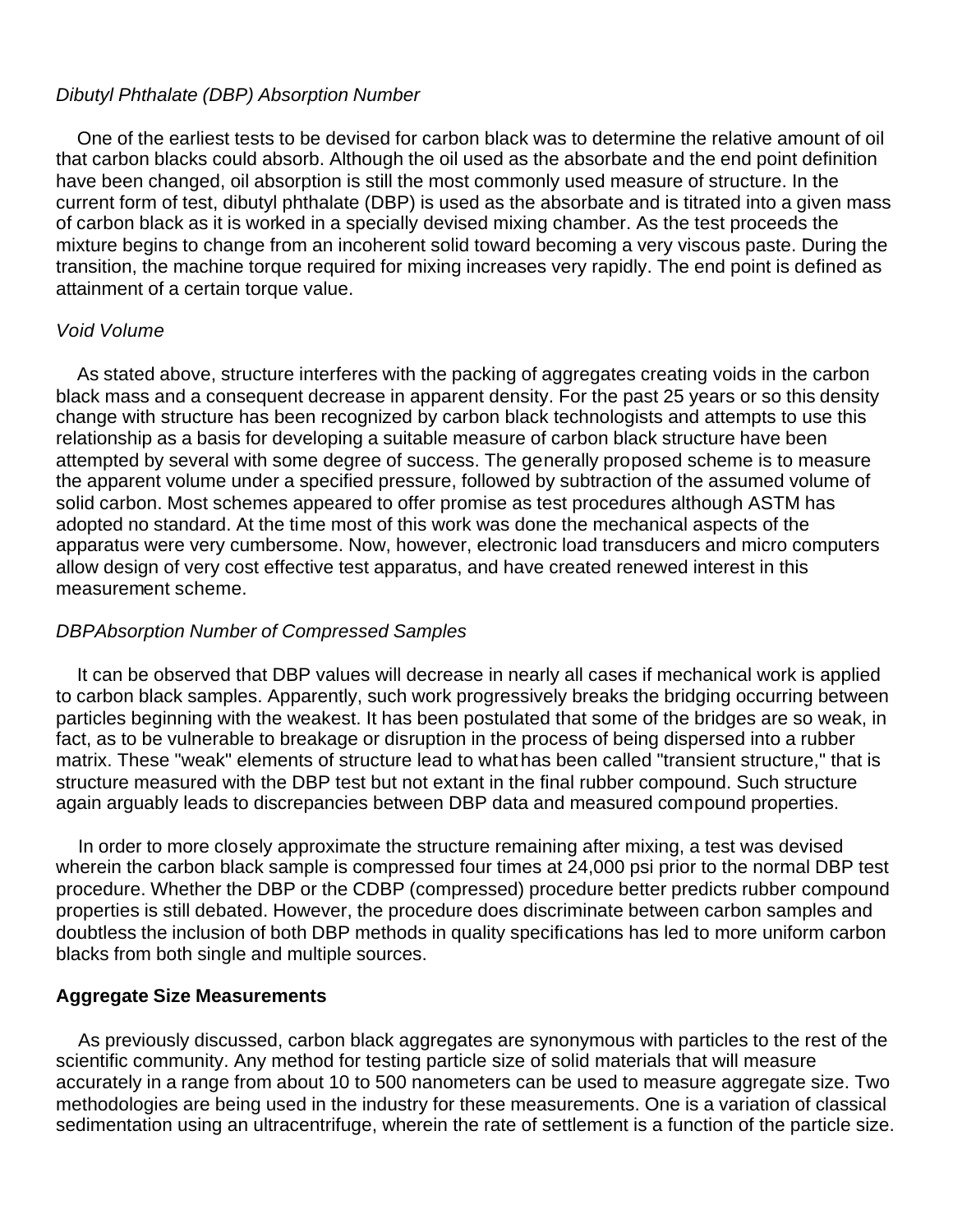*Dibutyl Phthalate (DBP) Absorption Number*

One of the earliest tests to be devised for carbon black was to determine the relative amount of oil that carbon blacks could absorb. Although the oil used as the absorbate and the end point definition have been changed, oil absorption is still the most commonly used measure of structure. In the current form of test, dibutyl phthalate (DBP) is used as the absorbate and is titrated into a given mass of carbon black as it is worked in a specially devised mixing chamber. As the test proceeds the mixture begins to change from an incoherent solid toward becoming a very viscous paste. During the transition, the machine torque required for mixing increases very rapidly. The end point is defined as attainment of a certain torque value.

*Void Volume*

As stated above, structure interferes with the packing of aggregates creating voids in the carbon black mass and a consequent decrease in apparent density. For the past 25 years or so this density change with structure has been recognized by carbon black technologists and attempts to use this relationship as a basis for developing a suitable measure of carbon black structure have been attempted by several with some degree of success. The generally proposed scheme is to measure the apparent volume under a specified pressure, followed by subtraction of the assumed volume of solid carbon. Most schemes appeared to offer promise as test procedures although ASTM has adopted no standard. At the time most of this work was done the mechanical aspects of the apparatus were very cumbersome. Now, however, electronic load transducers and micro computers allow design of very cost effective test apparatus, and have created renewed interest in this measurement scheme.

*DBPAbsorption Number of Compressed Samples*

It can be observed that DBP values will decrease in nearly all cases if mechanical work is applied to carbon black samples. Apparently, such work progressively breaks the bridging occurring between particles beginning with the weakest. It has been postulated that some of the bridges are so weak, in fact, as to be vulnerable to breakage or disruption in the process of being dispersed into a rubber matrix. These "weak" elements of structure lead to what has been called "transient structure," that is structure measured with the DBP test but not extant in the final rubber compound. Such structure again arguably leads to discrepancies between DBP data and measured compound properties.

In order to more closely approximate the structure remaining after mixing, a test was devised wherein the carbon black sample is compressed four times at 24,000 psi prior to the normal DBP test procedure. Whether the DBP or the CDBP (compressed) procedure better predicts rubber compound properties is still debated. However, the procedure does discriminate between carbon samples and doubtless the inclusion of both DBP methods in quality specifications has led to more uniform carbon blacks from both single and multiple sources.

**Aggregate Size Measurements**

As previously discussed, carbon black aggregates are synonymous with particles to the rest of the scientific community. Any method for testing particle size of solid materials that will measure accurately in a range from about 10 to 500 nanometers can be used to measure aggregate size. Two methodologies are being used in the industry for these measurements. One is a variation of classical sedimentation using an ultracentrifuge, wherein the rate of settlement is a function of the particle size.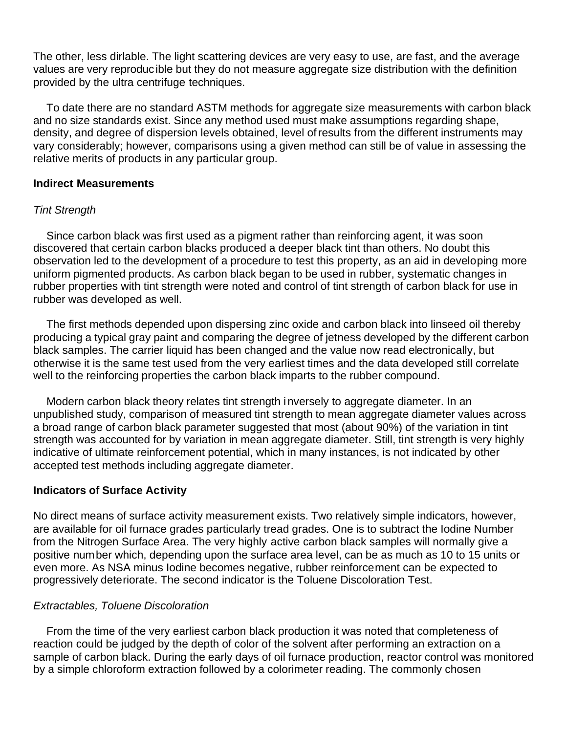The other, less dirlable. The light scattering devices are very easy to use, are fast, and the average values are very reproducible but they do not measure aggregate size distribution with the definition provided by the ultra centrifuge techniques.

To date there are no standard ASTM methods for aggregate size measurements with carbon black and no size standards exist. Since any method used must make assumptions regarding shape, density, and degree of dispersion levels obtained, level of results from the different instruments may vary considerably; however, comparisons using a given method can still be of value in assessing the relative merits of products in any particular group.

**Indirect Measurements**

*Tint Strength*

Since carbon black was first used as a pigment rather than reinforcing agent, it was soon discovered that certain carbon blacks produced a deeper black tint than others. No doubt this observation led to the development of a procedure to test this property, as an aid in developing more uniform pigmented products. As carbon black began to be used in rubber, systematic changes in rubber properties with tint strength were noted and control of tint strength of carbon black for use in rubber was developed as well.

The first methods depended upon dispersing zinc oxide and carbon black into linseed oil thereby producing a typical gray paint and comparing the degree of jetness developed by the different carbon black samples. The carrier liquid has been changed and the value now read electronically, but otherwise it is the same test used from the very earliest times and the data developed still correlate well to the reinforcing properties the carbon black imparts to the rubber compound.

Modern carbon black theory relates tint strength inversely to aggregate diameter. In an unpublished study, comparison of measured tint strength to mean aggregate diameter values across a broad range of carbon black parameter suggested that most (about 90%) of the variation in tint strength was accounted for by variation in mean aggregate diameter. Still, tint strength is very highly indicative of ultimate reinforcement potential, which in many instances, is not indicated by other accepted test methods including aggregate diameter.

**Indicators of Surface Activity**

No direct means of surface activity measurement exists. Two relatively simple indicators, however, are available for oil furnace grades particularly tread grades. One is to subtract the Iodine Number from the Nitrogen Surface Area. The very highly active carbon black samples will normally give a positive number which, depending upon the surface area level, can be as much as 10 to 15 units or even more. As NSA minus Iodine becomes negative, rubber reinforcement can be expected to progressively deteriorate. The second indicator is the Toluene Discoloration Test.

*Extractables, Toluene Discoloration*

From the time of the very earliest carbon black production it was noted that completeness of reaction could be judged by the depth of color of the solvent after performing an extraction on a sample of carbon black. During the early days of oil furnace production, reactor control was monitored by a simple chloroform extraction followed by a colorimeter reading. The commonly chosen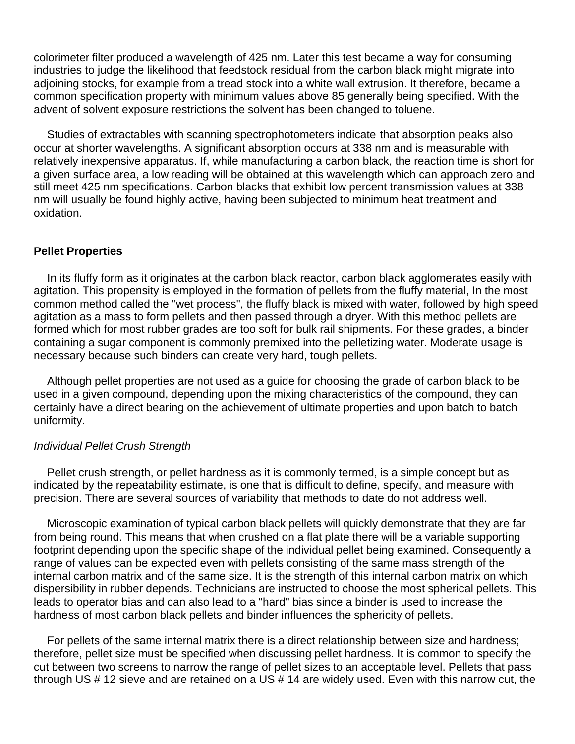colorimeter filter produced a wavelength of 425 nm. Later this test became a way for consuming industries to judge the likelihood that feedstock residual from the carbon black might migrate into adjoining stocks, for example from a tread stock into a white wall extrusion. It therefore, became a common specification property with minimum values above 85 generally being specified. With the advent of solvent exposure restrictions the solvent has been changed to toluene.

Studies of extractables with scanning spectrophotometers indicate that absorption peaks also occur at shorter wavelengths. A significant absorption occurs at 338 nm and is measurable with relatively inexpensive apparatus. If, while manufacturing a carbon black, the reaction time is short for a given surface area, a low reading will be obtained at this wavelength which can approach zero and still meet 425 nm specifications. Carbon blacks that exhibit low percent transmission values at 338 nm will usually be found highly active, having been subjected to minimum heat treatment and oxidation.

## Pellet Properties

In its fluffy form as it originates at the carbon black reactor, carbon black agglomerates easily with agitation. This propensity is employed in the formation of pellets from the fluffy material, In the most common method called the "wet process", the fluffy black is mixed with water, followed by high speed agitation as a mass to form pellets and then passed through a dryer. With this method pellets are formed which for most rubber grades are too soft for bulk rail shipments. For these grades, a binder containing a sugar component is commonly premixed into the pelletizing water. Moderate usage is necessary because such binders can create very hard, tough pellets.

Although pellet properties are not used as a guide for choosing the grade of carbon black to be used in a given compound, depending upon the mixing characteristics of the compound, they can certainly have a direct bearing on the achievement of ultimate properties and upon batch to batch uniformity.

### *Individual Pellet Crush Strength*

Pellet crush strength, or pellet hardness as it is commonly termed, is a simple concept but as indicated by the repeatability estimate, is one that is difficult to define, specify, and measure with precision. There are several sources of variability that methods to date do not address well.

Microscopic examination of typical carbon black pellets will quickly demonstrate that they are far from being round. This means that when crushed on a flat plate there will be a variable supporting footprint depending upon the specific shape of the individual pellet being examined. Consequently a range of values can be expected even with pellets consisting of the same mass strength of the internal carbon matrix and of the same size. It is the strength of this internal carbon matrix on which dispersibility in rubber depends. Technicians are instructed to choose the most spherical pellets. This leads to operator bias and can also lead to a "hard" bias since a binder is used to increase the hardness of most carbon black pellets and binder influences the sphericity of pellets.

For pellets of the same internal matrix there is a direct relationship between size and hardness; therefore, pellet size must be specified when discussing pellet hardness. It is common to specify the cut between two screens to narrow the range of pellet sizes to an acceptable level. Pellets that pass through US # 12 sieve and are retained on a US # 14 are widely used. Even with this narrow cut, the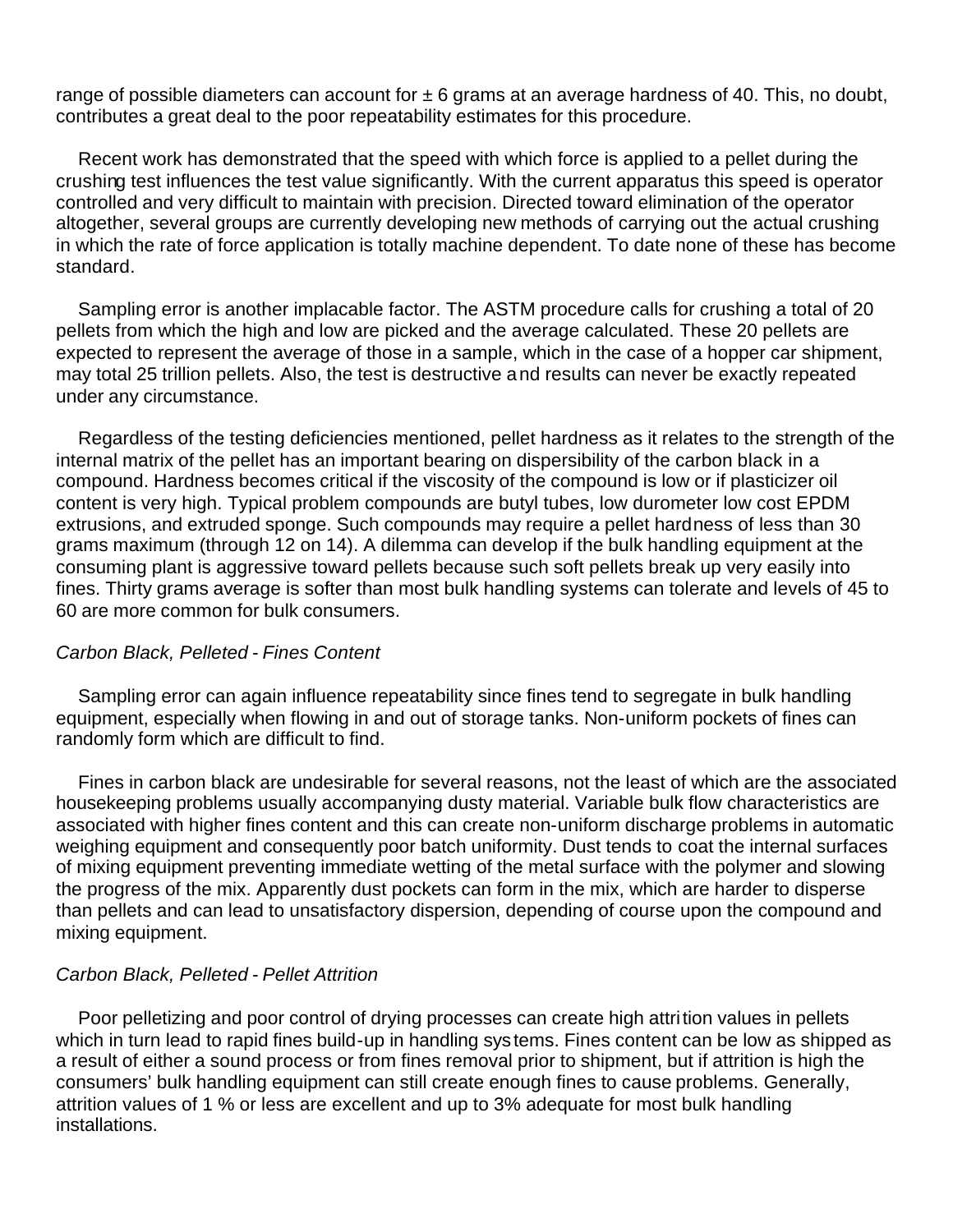range of possible diameters can account for ± 6 grams at an average hardness of 40. This, no doubt, contributes a great deal to the poor repeatability estimates for this procedure.

Recent work has demonstrated that the speed with which force is applied to a pellet during the crushing test influences the test value significantly. With the current apparatus this speed is operator controlled and very difficult to maintain with precision. Directed toward elimination of the operator altogether, several groups are currently developing new methods of carrying out the actual crushing in which the rate of force application is totally machine dependent. To date none of these has become standard.

Sampling error is another implacable factor. The ASTM procedure calls for crushing a total of 20 pellets from which the high and low are picked and the average calculated. These 20 pellets are expected to represent the average of those in a sample, which in the case of a hopper car shipment, may total 25 trillion pellets. Also, the test is destructive and results can never be exactly repeated under any circumstance.

Regardless of the testing deficiencies mentioned, pellet hardness as it relates to the strength of the internal matrix of the pellet has an important bearing on dispersibility of the carbon black in a compound. Hardness becomes critical if the viscosity of the compound is low or if plasticizer oil content is very high. Typical problem compounds are butyl tubes, low durometer low cost EPDM extrusions, and extruded sponge. Such compounds may require a pellet hardness of less than 30 grams maximum (through 12 on 14). A dilemma can develop if the bulk handling equipment at the consuming plant is aggressive toward pellets because such soft pellets break up very easily into fines. Thirty grams average is softer than most bulk handling systems can tolerate and levels of 45 to 60 are more common for bulk consumers.

*Carbon Black, Pelleted - Fines Content*

Sampling error can again influence repeatability since fines tend to segregate in bulk handling equipment, especially when flowing in and out of storage tanks. Non-uniform pockets of fines can randomly form which are difficult to find.

Fines in carbon black are undesirable for several reasons, not the least of which are the associated housekeeping problems usually accompanying dusty material. Variable bulk flow characteristics are associated with higher fines content and this can create non-uniform discharge problems in automatic weighing equipment and consequently poor batch uniformity. Dust tends to coat the internal surfaces of mixing equipment preventing immediate wetting of the metal surface with the polymer and slowing the progress of the mix. Apparently dust pockets can form in the mix, which are harder to disperse than pellets and can lead to unsatisfactory dispersion, depending of course upon the compound and mixing equipment.

*Carbon Black, Pelleted - Pellet Attrition*

Poor pelletizing and poor control of drying processes can create high attrition values in pellets which in turn lead to rapid fines build-up in handling systems. Fines content can be low as shipped as a result of either a sound process or from fines removal prior to shipment, but if attrition is high the consumers' bulk handling equipment can still create enough fines to cause problems. Generally, attrition values of 1 % or less are excellent and up to 3% adequate for most bulk handling installations.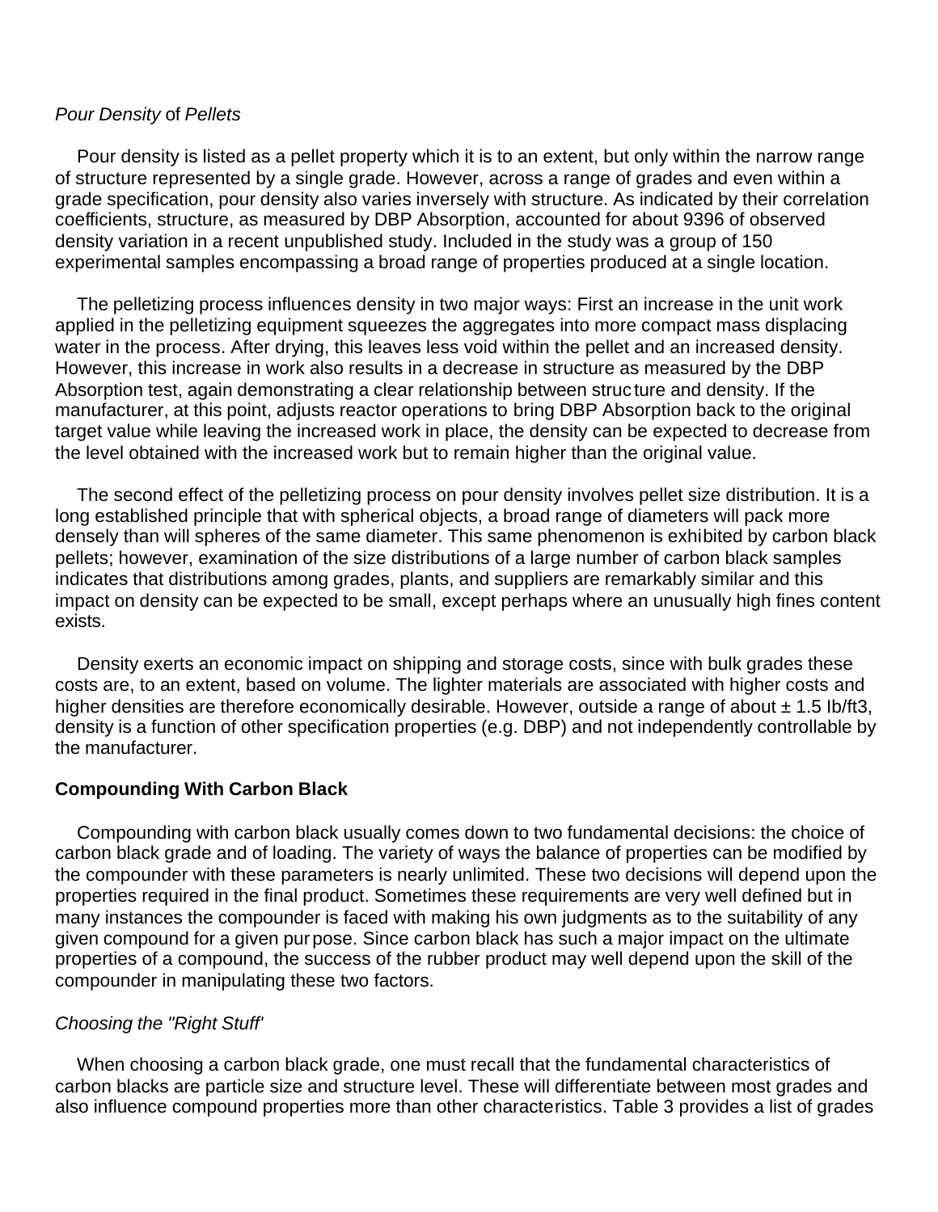*Pour Density* of *Pellets*

Pour density is listed as a pellet property which it is to an extent, but only within the narrow range of structure represented by a single grade. However, across a range of grades and even within a grade specification, pour density also varies inversely with structure. As indicated by their correlation coefficients, structure, as measured by DBP Absorption, accounted for about 9396 of observed density variation in a recent unpublished study. Included in the study was a group of 150 experimental samples encompassing a broad range of properties produced at a single location.

The pelletizing process influences density in two major ways: First an increase in the unit work applied in the pelletizing equipment squeezes the aggregates into more compact mass displacing water in the process. After drying, this leaves less void within the pellet and an increased density. However, this increase in work also results in a decrease in structure as measured by the DBP Absorption test, again demonstrating a clear relationship between structure and density. If the manufacturer, at this point, adjusts reactor operations to bring DBP Absorption back to the original target value while leaving the increased work in place, the density can be expected to decrease from the level obtained with the increased work but to remain higher than the original value.

The second effect of the pelletizing process on pour density involves pellet size distribution. It is a long established principle that with spherical objects, a broad range of diameters will pack more densely than will spheres of the same diameter. This same phenomenon is exhibited by carbon black pellets; however, examination of the size distributions of a large number of carbon black samples indicates that distributions among grades, plants, and suppliers are remarkably similar and this impact on density can be expected to be small, except perhaps where an unusually high fines content exists.

Density exerts an economic impact on shipping and storage costs, since with bulk grades these costs are, to an extent, based on volume. The lighter materials are associated with higher costs and higher densities are therefore economically desirable. However, outside a range of about ± 1.5 Ib/ft3, density is a function of other specification properties (e.g. DBP) and not independently controllable by the manufacturer.

**Compounding With Carbon Black**

Compounding with carbon black usually comes down to two fundamental decisions: the choice of carbon black grade and of loading. The variety of ways the balance of properties can be modified by the compounder with these parameters is nearly unlimited. These two decisions will depend upon the properties required in the final product. Sometimes these requirements are very well defined but in many instances the compounder is faced with making his own judgments as to the suitability of any given compound for a given purpose. Since carbon black has such a major impact on the ultimate properties of a compound, the success of the rubber product may well depend upon the skill of the compounder in manipulating these two factors.

*Choosing the "Right Stuff'*

When choosing a carbon black grade, one must recall that the fundamental characteristics of carbon blacks are particle size and structure level. These will differentiate between most grades and also influence compound properties more than other characteristics. Table 3 provides a list of grades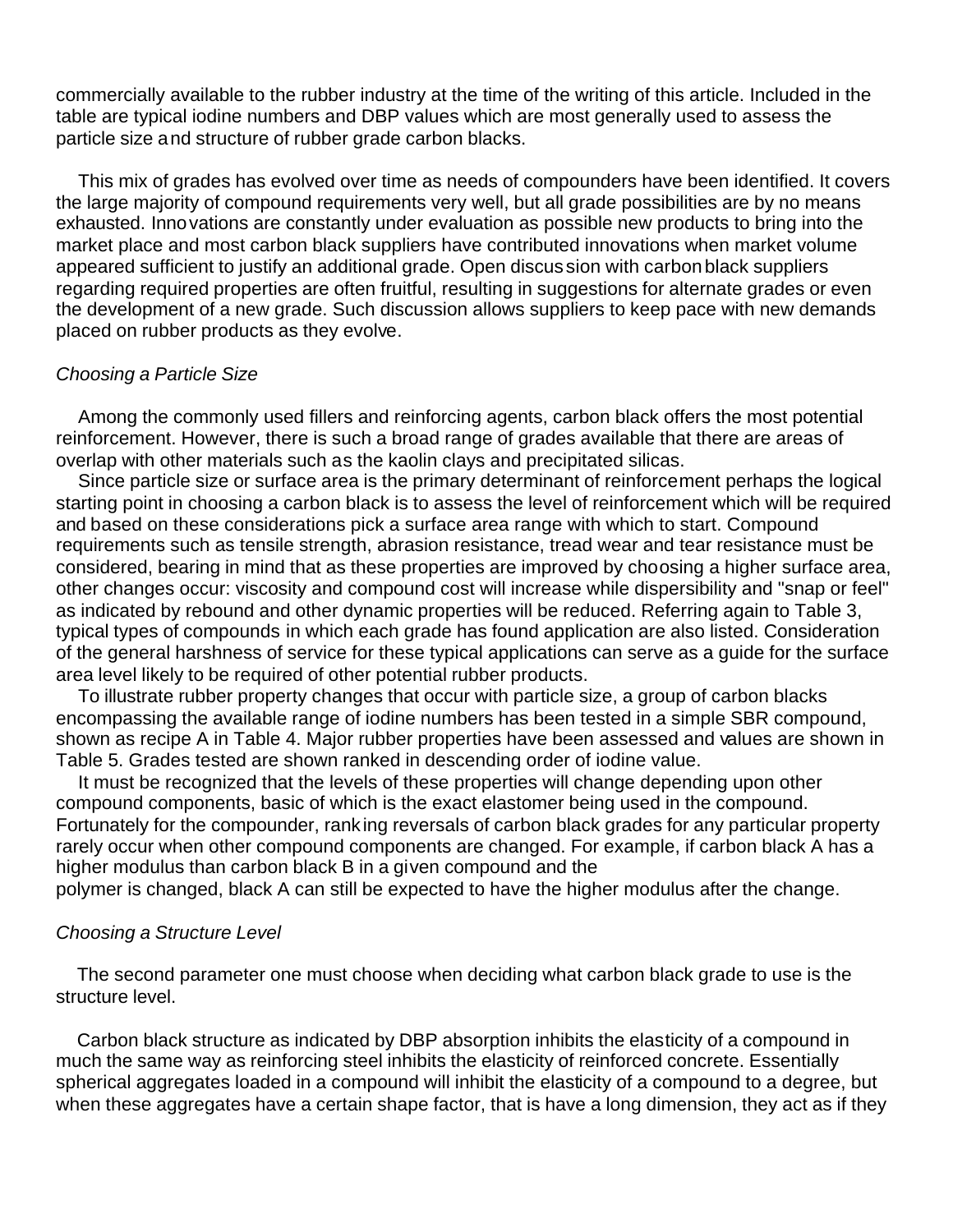commercially available to the rubber industry at the time of the writing of this article. Included in the table are typical iodine numbers and DBP values which are most generally used to assess the particle size and structure of rubber grade carbon blacks.

This mix of grades has evolved over time as needs of compounders have been identified. It covers the large majority of compound requirements very well, but all grade possibilities are by no means exhausted. Innovations are constantly under evaluation as possible new products to bring into the market place and most carbon black suppliers have contributed innovations when market volume appeared sufficient to justify an additional grade. Open discussion with carbon black suppliers regarding required properties are often fruitful, resulting in suggestions for alternate grades or even the development of a new grade. Such discussion allows suppliers to keep pace with new demands placed on rubber products as they evolve.

*Choosing a Particle Size*

Among the commonly used fillers and reinforcing agents, carbon black offers the most potential reinforcement. However, there is such a broad range of grades available that there are areas of overlap with other materials such as the kaolin clays and precipitated silicas.

Since particle size or surface area is the primary determinant of reinforcement perhaps the logical starting point in choosing a carbon black is to assess the level of reinforcement which will be required and based on these considerations pick a surface area range with which to start. Compound requirements such as tensile strength, abrasion resistance, tread wear and tear resistance must be considered, bearing in mind that as these properties are improved by choosing a higher surface area, other changes occur: viscosity and compound cost will increase while dispersibility and "snap or feel" as indicated by rebound and other dynamic properties will be reduced. Referring again to Table 3, typical types of compounds in which each grade has found application are also listed. Consideration of the general harshness of service for these typical applications can serve as a guide for the surface area level likely to be required of other potential rubber products.

To illustrate rubber property changes that occur with particle size, a group of carbon blacks encompassing the available range of iodine numbers has been tested in a simple SBR compound, shown as recipe A in Table 4. Major rubber properties have been assessed and values are shown in Table 5. Grades tested are shown ranked in descending order of iodine value.

It must be recognized that the levels of these properties will change depending upon other compound components, basic of which is the exact elastomer being used in the compound. Fortunately for the compounder, ranking reversals of carbon black grades for any particular property rarely occur when other compound components are changed. For example, if carbon black A has a higher modulus than carbon black B in a given compound and the polymer is changed, black A can still be expected to have the higher modulus after the change.

*Choosing a Structure Level*

The second parameter one must choose when deciding what carbon black grade to use is the structure level.

Carbon black structure as indicated by DBP absorption inhibits the elasticity of a compound in much the same way as reinforcing steel inhibits the elasticity of reinforced concrete. Essentially spherical aggregates loaded in a compound will inhibit the elasticity of a compound to a degree, but when these aggregates have a certain shape factor, that is have a long dimension, they act as if they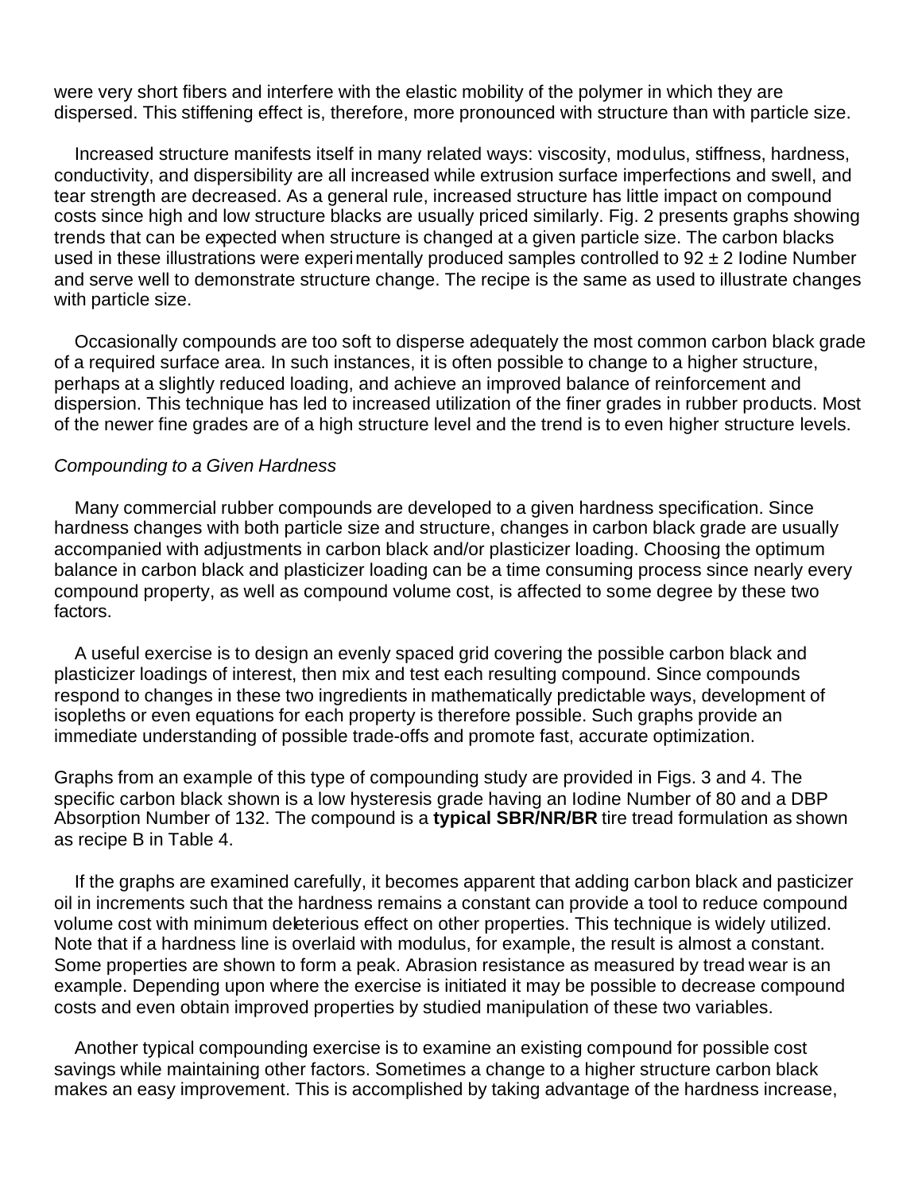were very short fibers and interfere with the elastic mobility of the polymer in which they are dispersed. This stiffening effect is, therefore, more pronounced with structure than with particle size.

Increased structure manifests itself in many related ways: viscosity, modulus, stiffness, hardness, conductivity, and dispersibility are all increased while extrusion surface imperfections and swell, and tear strength are decreased. As a general rule, increased structure has little impact on compound costs since high and low structure blacks are usually priced similarly. Fig. 2 presents graphs showing trends that can be expected when structure is changed at a given particle size. The carbon blacks used in these illustrations were experimentally produced samples controlled to 92 ± 2 Iodine Number and serve well to demonstrate structure change. The recipe is the same as used to illustrate changes with particle size.

Occasionally compounds are too soft to disperse adequately the most common carbon black grade of a required surface area. In such instances, it is often possible to change to a higher structure, perhaps at a slightly reduced loading, and achieve an improved balance of reinforcement and dispersion. This technique has led to increased utilization of the finer grades in rubber products. Most of the newer fine grades are of a high structure level and the trend is to even higher structure levels.

*Compounding to a Given Hardness*

Many commercial rubber compounds are developed to a given hardness specification. Since hardness changes with both particle size and structure, changes in carbon black grade are usually accompanied with adjustments in carbon black and/or plasticizer loading. Choosing the optimum balance in carbon black and plasticizer loading can be a time consuming process since nearly every compound property, as well as compound volume cost, is affected to some degree by these two factors.

A useful exercise is to design an evenly spaced grid covering the possible carbon black and plasticizer loadings of interest, then mix and test each resulting compound. Since compounds respond to changes in these two ingredients in mathematically predictable ways, development of isopleths or even equations for each property is therefore possible. Such graphs provide an immediate understanding of possible trade-offs and promote fast, accurate optimization.

Graphs from an example of this type of compounding study are provided in Figs. 3 and 4. The specific carbon black shown is a low hysteresis grade having an Iodine Number of 80 and a DBP Absorption Number of 132. The compound is a **typical SBR/NR/BR** tire tread formulation as shown as recipe B in Table 4.

If the graphs are examined carefully, it becomes apparent that adding carbon black and pasticizer oil in increments such that the hardness remains a constant can provide a tool to reduce compound volume cost with minimum deleterious effect on other properties. This technique is widely utilized. Note that if a hardness line is overlaid with modulus, for example, the result is almost a constant. Some properties are shown to form a peak. Abrasion resistance as measured by tread wear is an example. Depending upon where the exercise is initiated it may be possible to decrease compound costs and even obtain improved properties by studied manipulation of these two variables.

Another typical compounding exercise is to examine an existing compound for possible cost savings while maintaining other factors. Sometimes a change to a higher structure carbon black makes an easy improvement. This is accomplished by taking advantage of the hardness increase,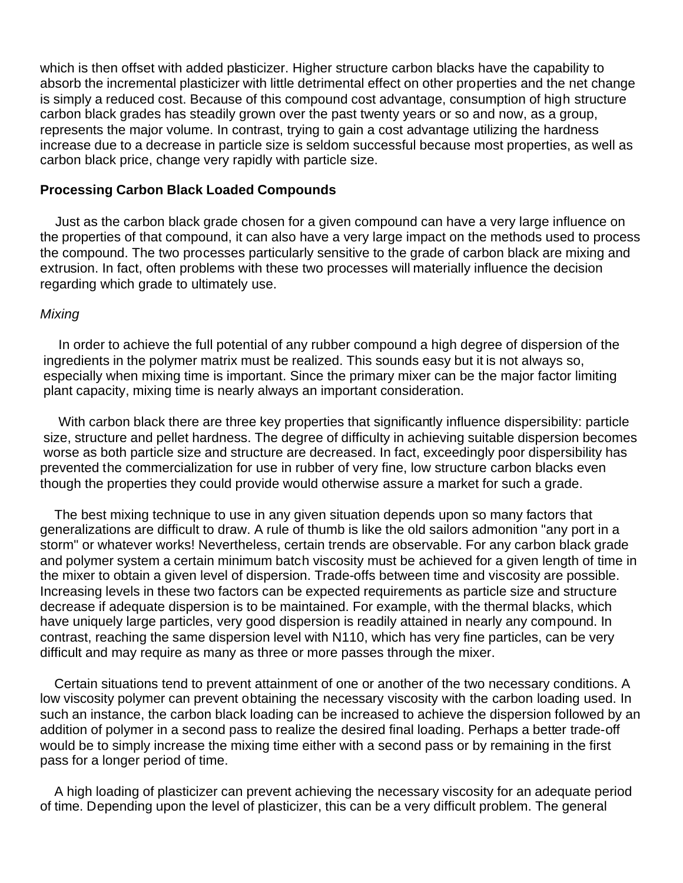which is then offset with added plasticizer. Higher structure carbon blacks have the capability to absorb the incremental plasticizer with little detrimental effect on other properties and the net change is simply a reduced cost. Because of this compound cost advantage, consumption of high structure carbon black grades has steadily grown over the past twenty years or so and now, as a group, represents the major volume. In contrast, trying to gain a cost advantage utilizing the hardness increase due to a decrease in particle size is seldom successful because most properties, as well as carbon black price, change very rapidly with particle size.

### Processing Carbon Black Loaded Compounds

Just as the carbon black grade chosen for a given compound can have a very large influence on the properties of that compound, it can also have a very large impact on the methods used to process the compound. The two processes particularly sensitive to the grade of carbon black are mixing and extrusion. In fact, often problems with these two processes will materially influence the decision regarding which grade to ultimately use.

#### *Mixing*

In order to achieve the full potential of any rubber compound a high degree of dispersion of the ingredients in the polymer matrix must be realized. This sounds easy but it is not always so, especially when mixing time is important. Since the primary mixer can be the major factor limiting plant capacity, mixing time is nearly always an important consideration.

With carbon black there are three key properties that significantly influence dispersibility: particle size, structure and pellet hardness. The degree of difficulty in achieving suitable dispersion becomes worse as both particle size and structure are decreased. In fact, exceedingly poor dispersibility has prevented the commercialization for use in rubber of very fine, low structure carbon blacks even though the properties they could provide would otherwise assure a market for such a grade.

The best mixing technique to use in any given situation depends upon so many factors that generalizations are difficult to draw. A rule of thumb is like the old sailors admonition "any port in a storm" or whatever works! Nevertheless, certain trends are observable. For any carbon black grade and polymer system a certain minimum batch viscosity must be achieved for a given length of time in the mixer to obtain a given level of dispersion. Trade-offs between time and viscosity are possible. Increasing levels in these two factors can be expected requirements as particle size and structure decrease if adequate dispersion is to be maintained. For example, with the thermal blacks, which have uniquely large particles, very good dispersion is readily attained in nearly any compound. In contrast, reaching the same dispersion level with N110, which has very fine particles, can be very difficult and may require as many as three or more passes through the mixer.

Certain situations tend to prevent attainment of one or another of the two necessary conditions. A low viscosity polymer can prevent obtaining the necessary viscosity with the carbon loading used. In such an instance, the carbon black loading can be increased to achieve the dispersion followed by an addition of polymer in a second pass to realize the desired final loading. Perhaps a better trade-off would be to simply increase the mixing time either with a second pass or by remaining in the first pass for a longer period of time.

A high loading of plasticizer can prevent achieving the necessary viscosity for an adequate period of time. Depending upon the level of plasticizer, this can be a very difficult problem. The general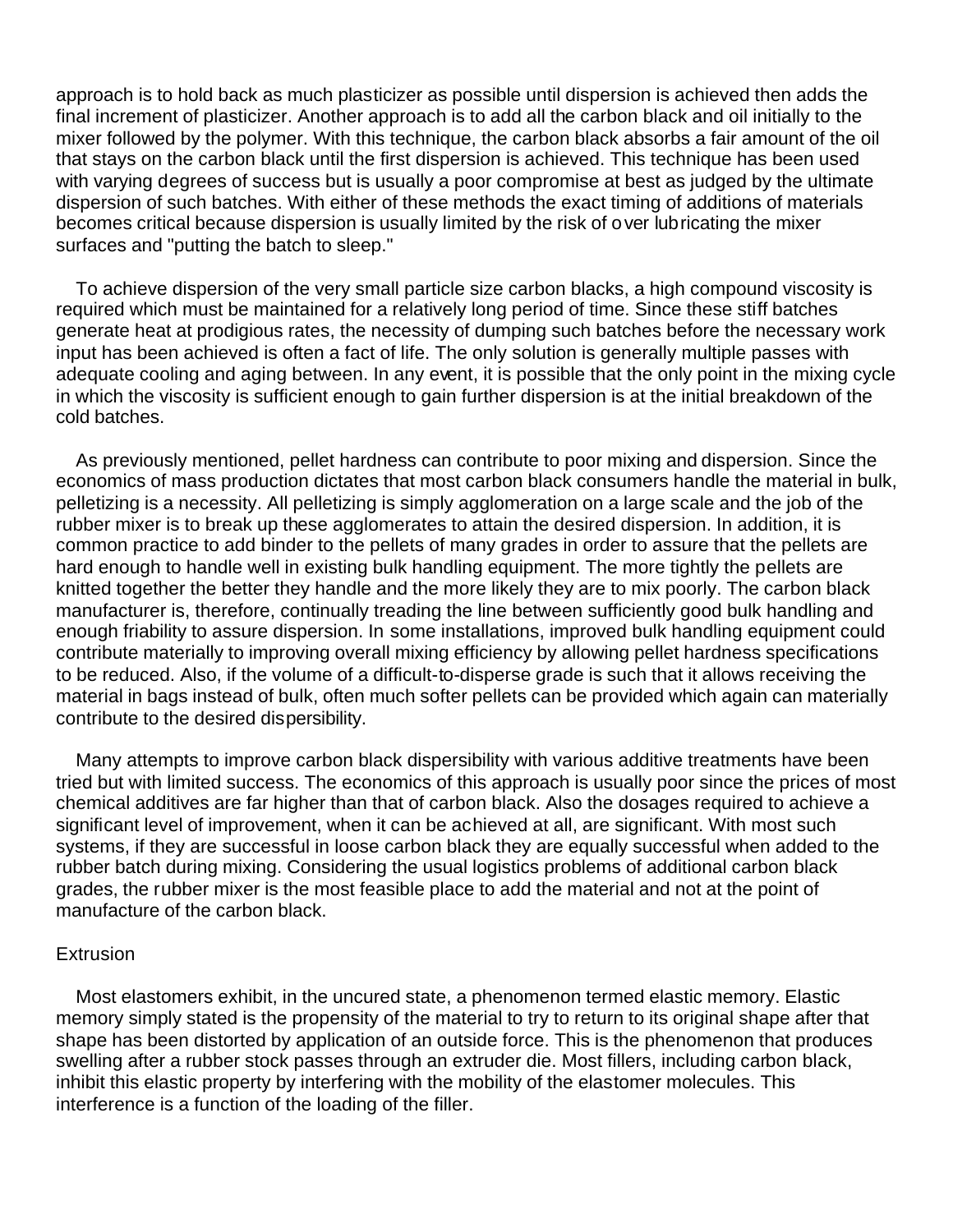approach is to hold back as much plasticizer as possible until dispersion is achieved then adds the final increment of plasticizer. Another approach is to add all the carbon black and oil initially to the mixer followed by the polymer. With this technique, the carbon black absorbs a fair amount of the oil that stays on the carbon black until the first dispersion is achieved. This technique has been used with varying degrees of success but is usually a poor compromise at best as judged by the ultimate dispersion of such batches. With either of these methods the exact timing of additions of materials becomes critical because dispersion is usually limited by the risk of over lubricating the mixer surfaces and "putting the batch to sleep."

To achieve dispersion of the very small particle size carbon blacks, a high compound viscosity is required which must be maintained for a relatively long period of time. Since these stiff batches generate heat at prodigious rates, the necessity of dumping such batches before the necessary work input has been achieved is often a fact of life. The only solution is generally multiple passes with adequate cooling and aging between. In any event, it is possible that the only point in the mixing cycle in which the viscosity is sufficient enough to gain further dispersion is at the initial breakdown of the cold batches.

As previously mentioned, pellet hardness can contribute to poor mixing and dispersion. Since the economics of mass production dictates that most carbon black consumers handle the material in bulk, pelletizing is a necessity. All pelletizing is simply agglomeration on a large scale and the job of the rubber mixer is to break up these agglomerates to attain the desired dispersion. In addition, it is common practice to add binder to the pellets of many grades in order to assure that the pellets are hard enough to handle well in existing bulk handling equipment. The more tightly the pellets are knitted together the better they handle and the more likely they are to mix poorly. The carbon black manufacturer is, therefore, continually treading the line between sufficiently good bulk handling and enough friability to assure dispersion. In some installations, improved bulk handling equipment could contribute materially to improving overall mixing efficiency by allowing pellet hardness specifications to be reduced. Also, if the volume of a difficult-to-disperse grade is such that it allows receiving the material in bags instead of bulk, often much softer pellets can be provided which again can materially contribute to the desired dispersibility.

Many attempts to improve carbon black dispersibility with various additive treatments have been tried but with limited success. The economics of this approach is usually poor since the prices of most chemical additives are far higher than that of carbon black. Also the dosages required to achieve a significant level of improvement, when it can be achieved at all, are significant. With most such systems, if they are successful in loose carbon black they are equally successful when added to the rubber batch during mixing. Considering the usual logistics problems of additional carbon black grades, the rubber mixer is the most feasible place to add the material and not at the point of manufacture of the carbon black.

## Extrusion

Most elastomers exhibit, in the uncured state, a phenomenon termed elastic memory. Elastic memory simply stated is the propensity of the material to try to return to its original shape after that shape has been distorted by application of an outside force. This is the phenomenon that produces swelling after a rubber stock passes through an extruder die. Most fillers, including carbon black, inhibit this elastic property by interfering with the mobility of the elastomer molecules. This interference is a function of the loading of the filler.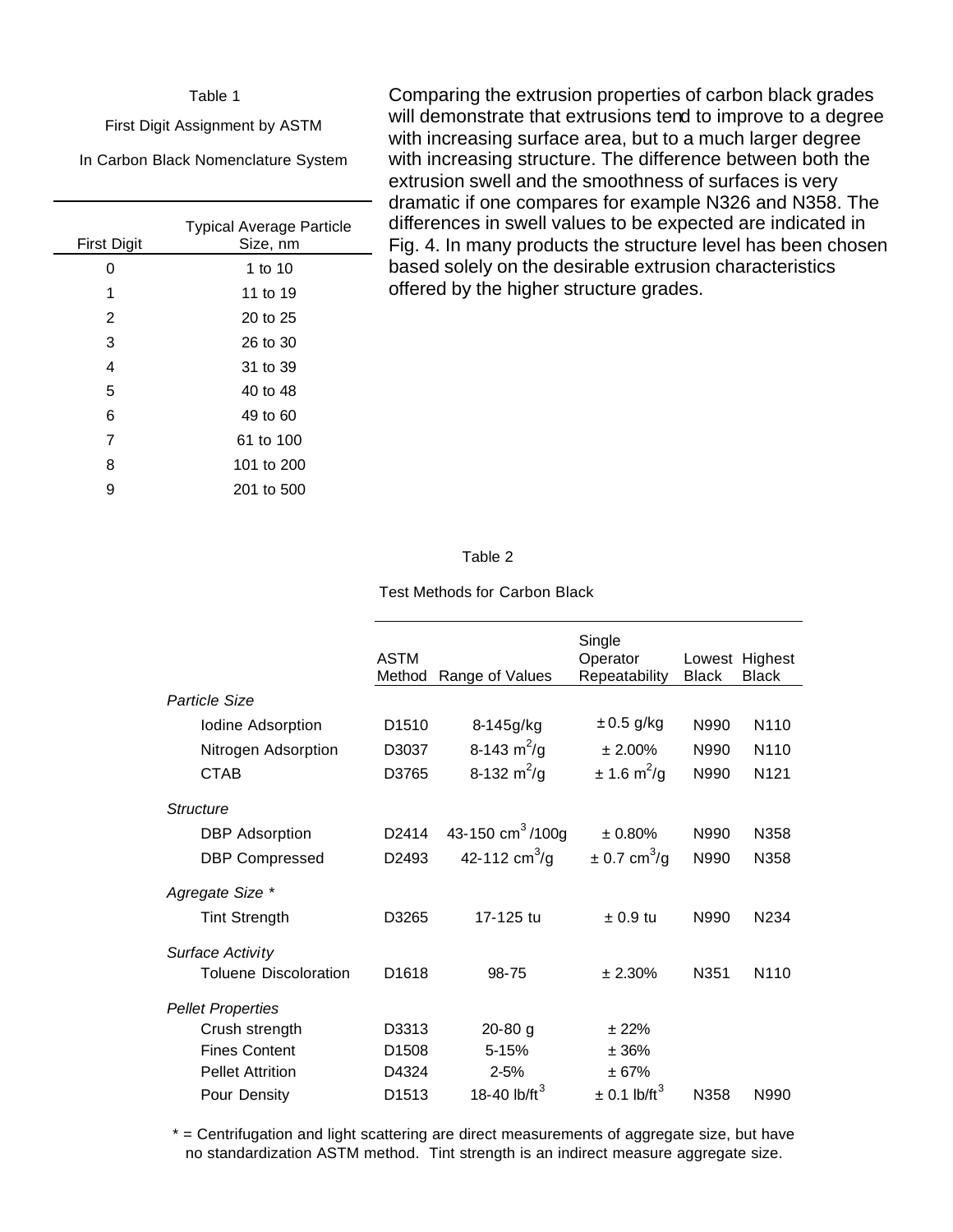Table 1

First Digit Assignment by ASTM

In Carbon Black Nomenclature System

| First Digit | Typical Average Particle Size, nm |
|---|---|
| 0 | 1 to 10 |
| 1 | 11 to 19 |
| 2 | 20 to 25 |
| 3 | 26 to 30 |
| 4 | 31 to 39 |
| 5 | 40 to 48 |
| 6 | 49 to 60 |
| 7 | 61 to 100 |
| 8 | 101 to 200 |
| 9 | 201 to 500 |

Comparing the extrusion properties of carbon black grades will demonstrate that extrusions tend to improve to a degree with increasing surface area, but to a much larger degree with increasing structure. The difference between both the extrusion swell and the smoothness of surfaces is very dramatic if one compares for example N326 and N358. The differences in swell values to be expected are indicated in Fig. 4. In many products the structure level has been chosen based solely on the desirable extrusion characteristics offered by the higher structure grades.

Table 2

Test Methods for Carbon Black

| | ASTM Method | Range of Values | Single Operator Repeatability | Lowest Black | Highest Black |
|---|---|---|---|---|---|
| *Particle Size* | | | | | |
| Iodine Adsorption | D1510 | 8-145g/kg | ± 0.5 g/kg | N990 | N110 |
| Nitrogen Adsorption | D3037 | 8-143 $m^2$/g | ± 2.00% | N990 | N110 |
| CTAB | D3765 | 8-132 $m^2$/g | ± 1.6 $m^2$/g | N990 | N121 |
| *Structure* | | | | | |
| DBP Adsorption | D2414 | 43-150 $cm^3$ /100g | ± 0.80% | N990 | N358 |
| DBP Compressed | D2493 | 42-112 $cm^3$/g | ± 0.7 $cm^3$/g | N990 | N358 |
| *Agregate Size \** | | | | | |
| Tint Strength | D3265 | 17-125 tu | ± 0.9 tu | N990 | N234 |
| *Surface Activity* | | | | | |
| Toluene Discoloration | D1618 | 98-75 | ± 2.30% | N351 | N110 |
| *Pellet Properties* | | | | | |
| Crush strength | D3313 | 20-80 g | ± 22% | | |
| Fines Content | D1508 | 5-15% | ± 36% | | |
| Pellet Attrition | D4324 | 2-5% | ± 67% | | |
| Pour Density | D1513 | 18-40 lb/$ft^3$ | ± 0.1 lb/$ft^3$ | N358 | N990 |

\* = Centrifugation and light scattering are direct measurements of aggregate size, but have no standardization ASTM method. Tint strength is an indirect measure aggregate size.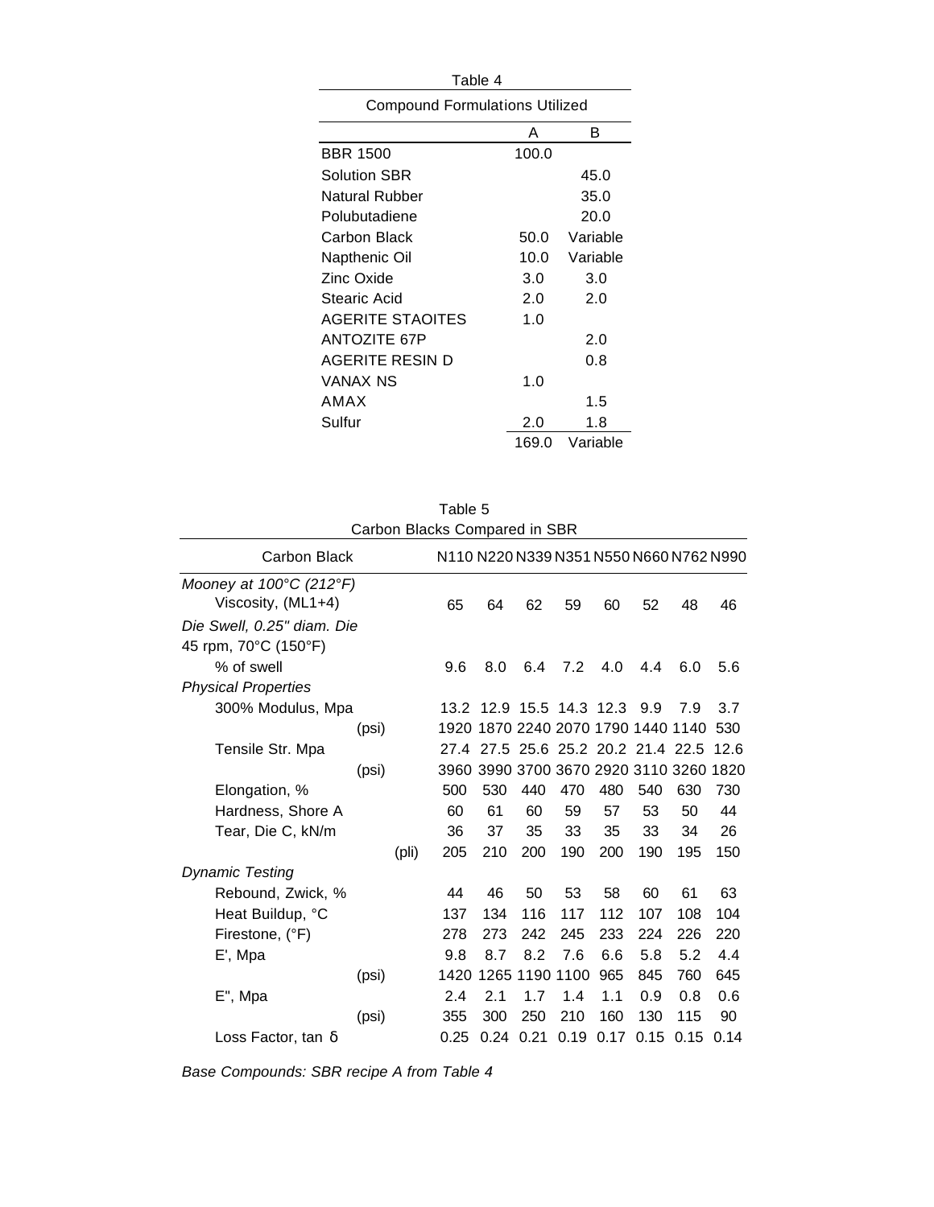Table 4

Compound Formulations Utilized

| | A | B |
|---|---|---|
| BBR 1500 | 100.0 | |
| Solution SBR | | 45.0 |
| Natural Rubber | | 35.0 |
| Polubutadiene | | 20.0 |
| Carbon Black | 50.0 | Variable |
| Napthenic Oil | 10.0 | Variable |
| Zinc Oxide | 3.0 | 3.0 |
| Stearic Acid | 2.0 | 2.0 |
| AGERITE STAOITES | 1.0 | |
| ANTOZITE 67P | | 2.0 |
| AGERITE RESIN D | | 0.8 |
| VANAX NS | 1.0 | |
| AMAX | | 1.5 |
| Sulfur | 2.0 | 1.8 |
| | 169.0 | Variable |

Table 5

Carbon Blacks Compared in SBR

| Carbon Black | | N110 | N220 | N339 | N351 | N550 | N660 | N762 | N990 |
|---|---|---|---|---|---|---|---|---|---|
| *Mooney at 100°C (212°F)* | | | | | | | | | |
| Viscosity, (ML1+4) | | 65 | 64 | 62 | 59 | 60 | 52 | 48 | 46 |
| *Die Swell, 0.25" diam. Die* | | | | | | | | | |
| 45 rpm, 70°C (150°F) | | | | | | | | | |
| % of swell | | 9.6 | 8.0 | 6.4 | 7.2 | 4.0 | 4.4 | 6.0 | 5.6 |
| *Physical Properties* | | | | | | | | | |
| 300% Modulus, Mpa | | 13.2 | 12.9 | 15.5 | 14.3 | 12.3 | 9.9 | 7.9 | 3.7 |
| | (psi) | 1920 | 1870 | 2240 | 2070 | 1790 | 1440 | 1140 | 530 |
| Tensile Str. Mpa | | 27.4 | 27.5 | 25.6 | 25.2 | 20.2 | 21.4 | 22.5 | 12.6 |
| | (psi) | 3960 | 3990 | 3700 | 3670 | 2920 | 3110 | 3260 | 1820 |
| Elongation, % | | 500 | 530 | 440 | 470 | 480 | 540 | 630 | 730 |
| Hardness, Shore A | | 60 | 61 | 60 | 59 | 57 | 53 | 50 | 44 |
| Tear, Die C, kN/m | | 36 | 37 | 35 | 33 | 35 | 33 | 34 | 26 |
| | (pli) | 205 | 210 | 200 | 190 | 200 | 190 | 195 | 150 |
| *Dynamic Testing* | | | | | | | | | |
| Rebound, Zwick, % | | 44 | 46 | 50 | 53 | 58 | 60 | 61 | 63 |
| Heat Buildup, °C | | 137 | 134 | 116 | 117 | 112 | 107 | 108 | 104 |
| Firestone, (°F) | | 278 | 273 | 242 | 245 | 233 | 224 | 226 | 220 |
| E', Mpa | | 9.8 | 8.7 | 8.2 | 7.6 | 6.6 | 5.8 | 5.2 | 4.4 |
| | (psi) | 1420 | 1265 | 1190 | 1100 | 965 | 845 | 760 | 645 |
| E", Mpa | | 2.4 | 2.1 | 1.7 | 1.4 | 1.1 | 0.9 | 0.8 | 0.6 |
| | (psi) | 355 | 300 | 250 | 210 | 160 | 130 | 115 | 90 |
| Loss Factor, tan $\delta$ | | 0.25 | 0.24 | 0.21 | 0.19 | 0.17 | 0.15 | 0.15 | 0.14 |

*Base Compounds: SBR recipe A from Table 4*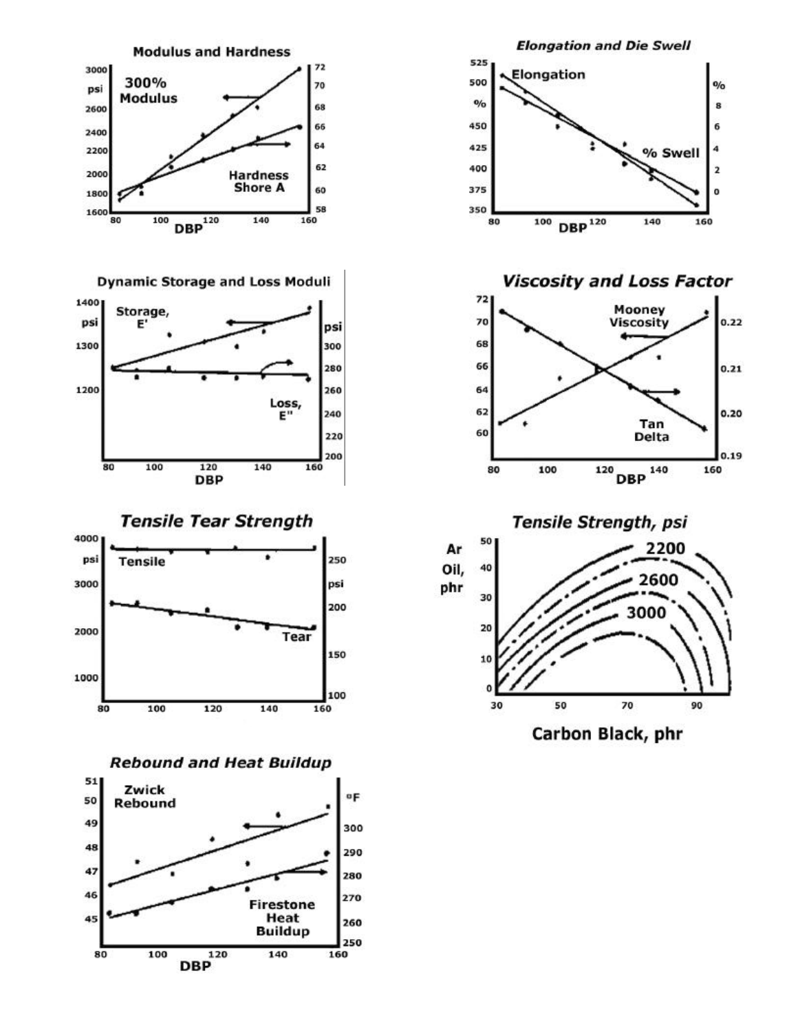**Modulus and Hardness**

3000
psi
2600
2400
2200
2000
1800
1600

300%
Modulus

Hardness
Shore A

72
70
68
66
64
62
60
58

80 100 120 140 160
DBP

**Elongation and Die Swell**

525
500
%
450
425
400
375
350

Elongation

% Swell

%
8
6
4
2
0

80 100 120 140 160
DBP

**Dynamic Storage and Loss Moduli**

1400
psi
1300
1200

Storage,
E'

Loss,
E"

psi
300
280
260
240
220
200

80 100 120 140 160
DBP

***Viscosity and Loss Factor***

72
70
68
66
64
62
60

Mooney
Viscosity

Tan
Delta

0.22
0.21
0.20
0.19

80 100 120 140 160
DBP

***Tensile Tear Strength***

4000
psi
3000
2000
1000

Tensile

Tear

250
psi
200
150
100

80 100 120 140 160

***Tensile Strength, psi***

Ar
Oil,
phr

50
40
30
20
10
0

2200
2600
3000

30 50 70 90

Carbon Black, phr

***Rebound and Heat Buildup***

51
50
49
48
47
46
45

Zwick
Rebound

Firestone
Heat
Buildup

°F
300
290
280
270
260
250

80 100 120 140 160
DBP